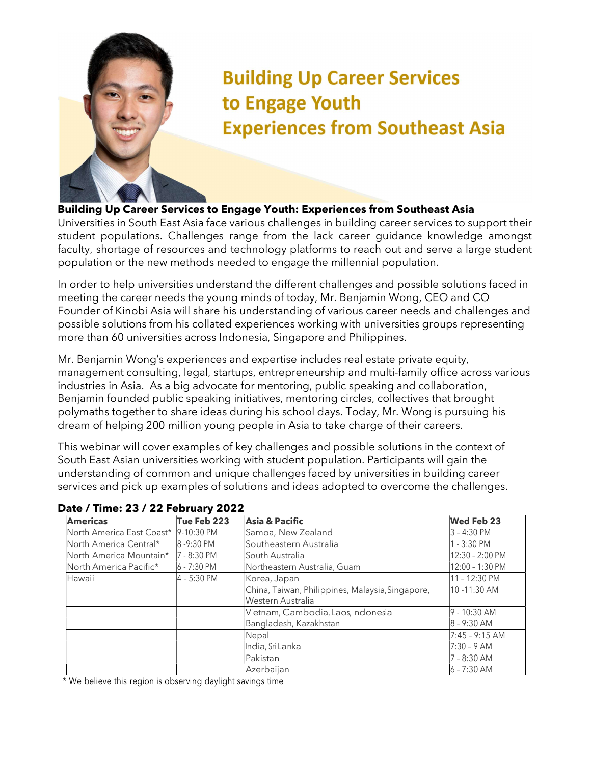# Building Up Career Services to Engage Youth Experiences from Southeast Asia

**Building Up Career Services to Engage Youth: Experiences from Southeast Asia**

Universities in South East Asia face various challenges in building career services to support their student populations. Challenges range from the lack career guidance knowledge amongst faculty, shortage of resources and technology platforms to reach out and serve a large student population or the new methods needed to engage the millennial population.

In order to help universities understand the different challenges and possible solutions faced in meeting the career needs the young minds of today, Mr. Benjamin Wong, CEO and CO Founder of Kinobi Asia will share his understanding of various career needs and challenges and possible solutions from his collated experiences working with universities groups representing more than 60 universities across Indonesia, Singapore and Philippines.

Mr. Benjamin Wong's experiences and expertise includes real estate private equity, management consulting, legal, startups, entrepreneurship and multi-family office across various industries in Asia. As a big advocate for mentoring, public speaking and collaboration, Benjamin founded public speaking initiatives, mentoring circles, collectives that brought polymaths together to share ideas during his school days. Today, Mr. Wong is pursuing his dream of helping 200 million young people in Asia to take charge of their careers.

This webinar will cover examples of key challenges and possible solutions in the context of South East Asian universities working with student population. Participants will gain the understanding of common and unique challenges faced by universities in building career services and pick up examples of solutions and ideas adopted to overcome the challenges.

**Date / Time: 23 / 22 February 2022**

| Americas | Tue Feb 223 | Asia & Pacific | Wed Feb 23 |
|---|---|---|---|
| North America East Coast* | 9-10:30 PM | Samoa, New Zealand | 3 - 4:30 PM |
| North America Central* | 8 -9:30 PM | Southeastern Australia | 1 - 3:30 PM |
| North America Mountain* | 7 - 8:30 PM | South Australia | 12:30 - 2:00 PM |
| North America Pacific* | 6 - 7:30 PM | Northeastern Australia, Guam | 12:00 - 1:30 PM |
| Hawaii | 4 - 5:30 PM | Korea, Japan | 11 - 12:30 PM |
| | | China, Taiwan, Philippines, Malaysia, Singapore, Western Australia | 10 -11:30 AM |
| | | Vietnam, Cambodia, Laos, Indonesia | 9 - 10:30 AM |
| | | Bangladesh, Kazakhstan | 8 - 9:30 AM |
| | | Nepal | 7:45 - 9:15 AM |
| | | India, Sri Lanka | 7:30 - 9 AM |
| | | Pakistan | 7 - 8:30 AM |
| | | Azerbaijan | 6 - 7:30 AM |

\* We believe this region is observing daylight savings time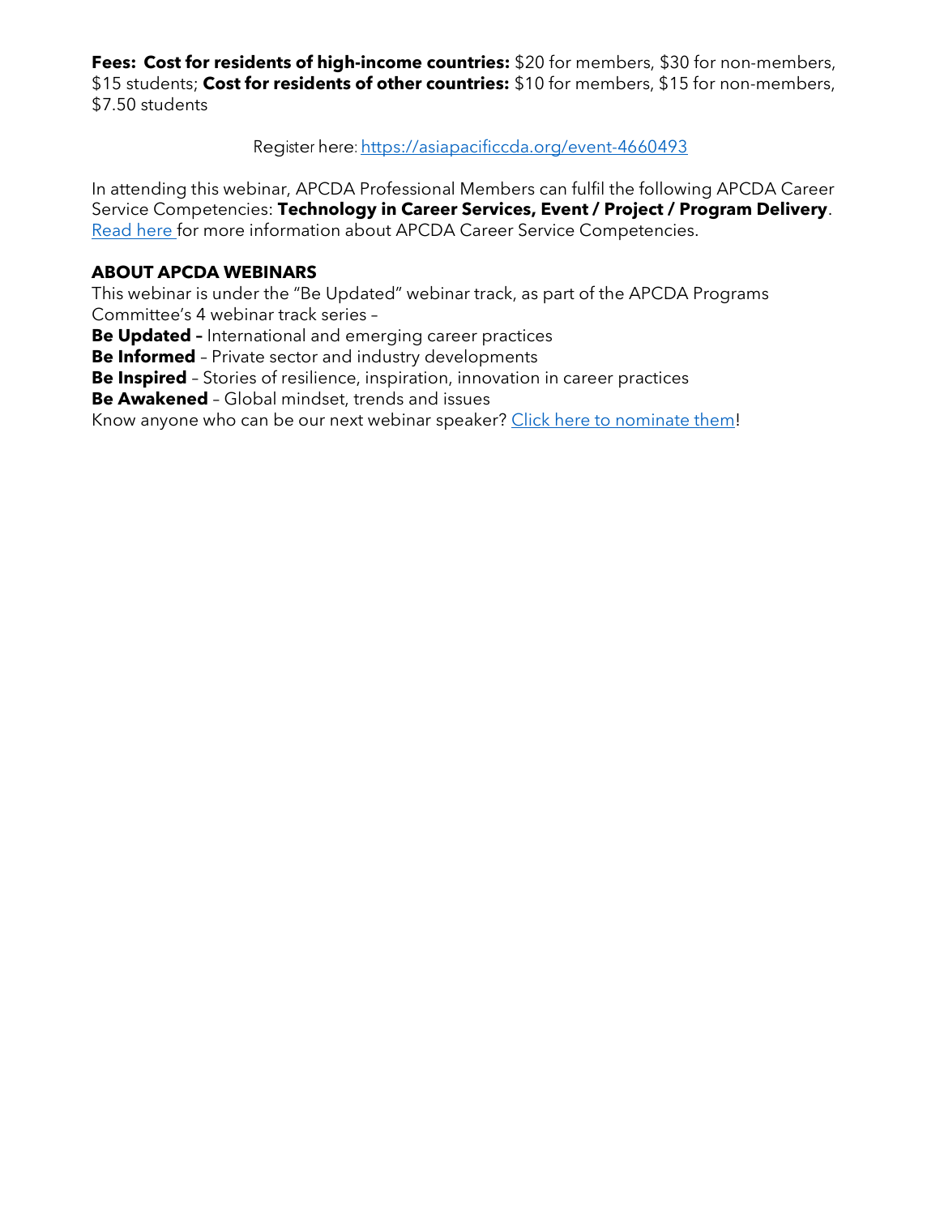**Fees: Cost for residents of high-income countries:** $20 for members, $30 for non-members, $15 students; **Cost for residents of other countries:** $10 for members, $15 for non-members, $7.50 students

Register here: [https://asiapacificcda.org/event-4660493](https://asiapacificcda.org/event-4660493)

In attending this webinar, APCDA Professional Members can fulfil the following APCDA Career Service Competencies: **Technology in Career Services, Event / Project / Program Delivery**. Read here for more information about APCDA Career Service Competencies.

**ABOUT APCDA WEBINARS**

This webinar is under the "Be Updated" webinar track, as part of the APCDA Programs Committee's 4 webinar track series –

**Be Updated –** International and emerging career practices
**Be Informed** – Private sector and industry developments
**Be Inspired** – Stories of resilience, inspiration, innovation in career practices
**Be Awakened** – Global mindset, trends and issues

Know anyone who can be our next webinar speaker? Click here to nominate them!